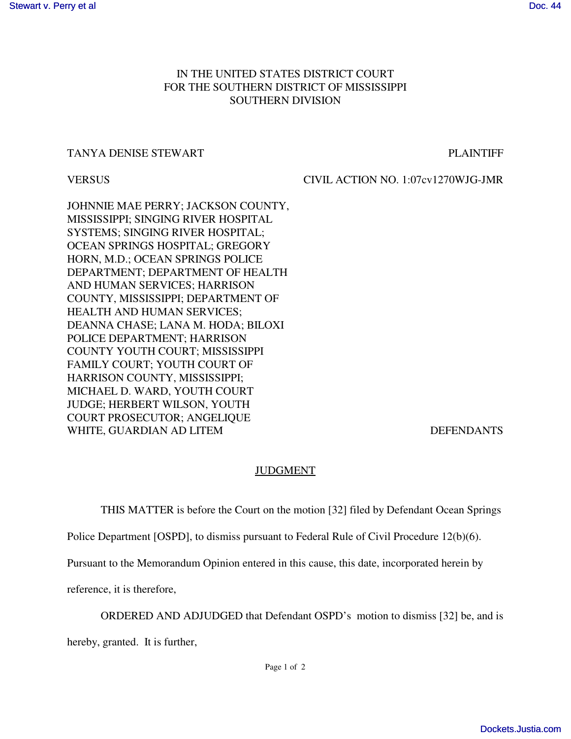IN THE UNITED STATES DISTRICT COURT
FOR THE SOUTHERN DISTRICT OF MISSISSIPPI
SOUTHERN DIVISION

TANYA DENISE STEWART — PLAINTIFF

VERSUS — CIVIL ACTION NO. 1:07cv1270WJG-JMR

JOHNNIE MAE PERRY; JACKSON COUNTY, MISSISSIPPI; SINGING RIVER HOSPITAL SYSTEMS; SINGING RIVER HOSPITAL; OCEAN SPRINGS HOSPITAL; GREGORY HORN, M.D.; OCEAN SPRINGS POLICE DEPARTMENT; DEPARTMENT OF HEALTH AND HUMAN SERVICES; HARRISON COUNTY, MISSISSIPPI; DEPARTMENT OF HEALTH AND HUMAN SERVICES; DEANNA CHASE; LANA M. HODA; BILOXI POLICE DEPARTMENT; HARRISON COUNTY YOUTH COURT; MISSISSIPPI FAMILY COURT; YOUTH COURT OF HARRISON COUNTY, MISSISSIPPI; MICHAEL D. WARD, YOUTH COURT JUDGE; HERBERT WILSON, YOUTH COURT PROSECUTOR; ANGELIQUE WHITE, GUARDIAN AD LITEM — DEFENDANTS

## JUDGMENT

THIS MATTER is before the Court on the motion [32] filed by Defendant Ocean Springs Police Department [OSPD], to dismiss pursuant to Federal Rule of Civil Procedure 12(b)(6). Pursuant to the Memorandum Opinion entered in this cause, this date, incorporated herein by reference, it is therefore,

ORDERED AND ADJUDGED that Defendant OSPD's motion to dismiss [32] be, and is hereby, granted. It is further,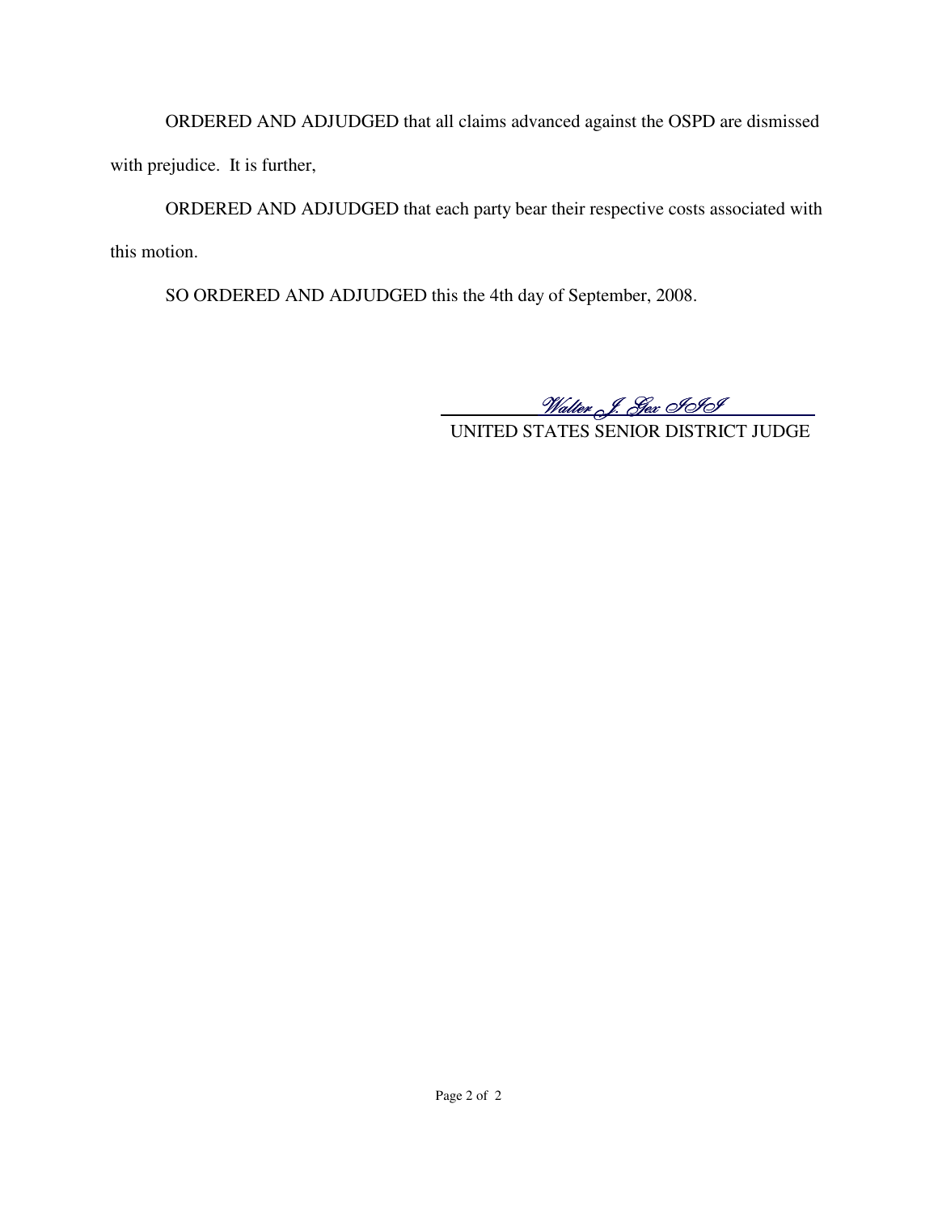ORDERED AND ADJUDGED that all claims advanced against the OSPD are dismissed with prejudice. It is further,

ORDERED AND ADJUDGED that each party bear their respective costs associated with this motion.

SO ORDERED AND ADJUDGED this the 4th day of September, 2008.

*Walter J. Gex III*

UNITED STATES SENIOR DISTRICT JUDGE